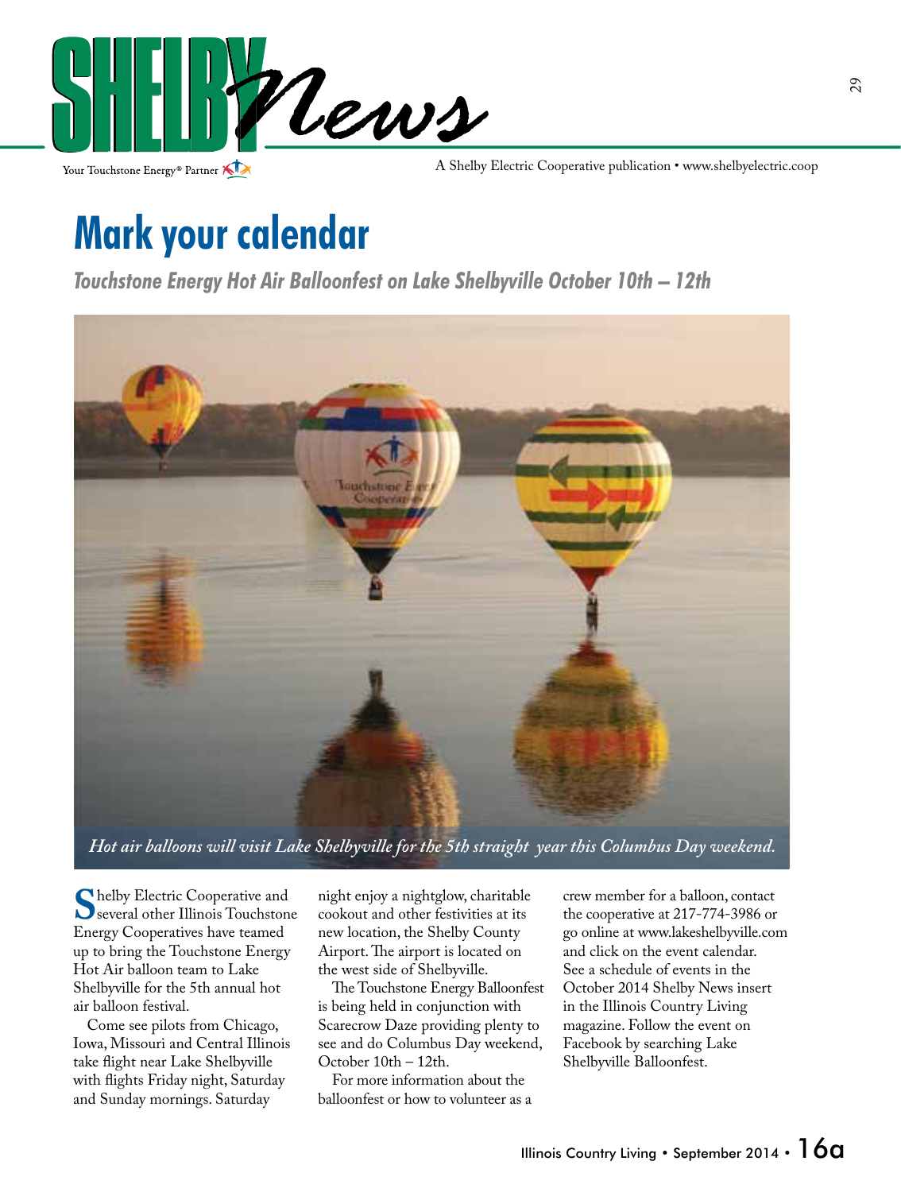# SHELBY News

Your Touchstone Energy® Partner

A Shelby Electric Cooperative publication • www.shelbyelectric.coop

# Mark your calendar

## *Touchstone Energy Hot Air Balloonfest on Lake Shelbyville October 10th – 12th*

*Hot air balloons will visit Lake Shelbyville for the 5th straight year this Columbus Day weekend.*

Shelby Electric Cooperative and several other Illinois Touchstone Energy Cooperatives have teamed up to bring the Touchstone Energy Hot Air balloon team to Lake Shelbyville for the 5th annual hot air balloon festival.

Come see pilots from Chicago, Iowa, Missouri and Central Illinois take flight near Lake Shelbyville with flights Friday night, Saturday and Sunday mornings. Saturday night enjoy a nightglow, charitable cookout and other festivities at its new location, the Shelby County Airport. The airport is located on the west side of Shelbyville.

The Touchstone Energy Balloonfest is being held in conjunction with Scarecrow Daze providing plenty to see and do Columbus Day weekend, October 10th – 12th.

For more information about the balloonfest or how to volunteer as a crew member for a balloon, contact the cooperative at 217-774-3986 or go online at www.lakeshelbyville.com and click on the event calendar. See a schedule of events in the October 2014 Shelby News insert in the Illinois Country Living magazine. Follow the event on Facebook by searching Lake Shelbyville Balloonfest.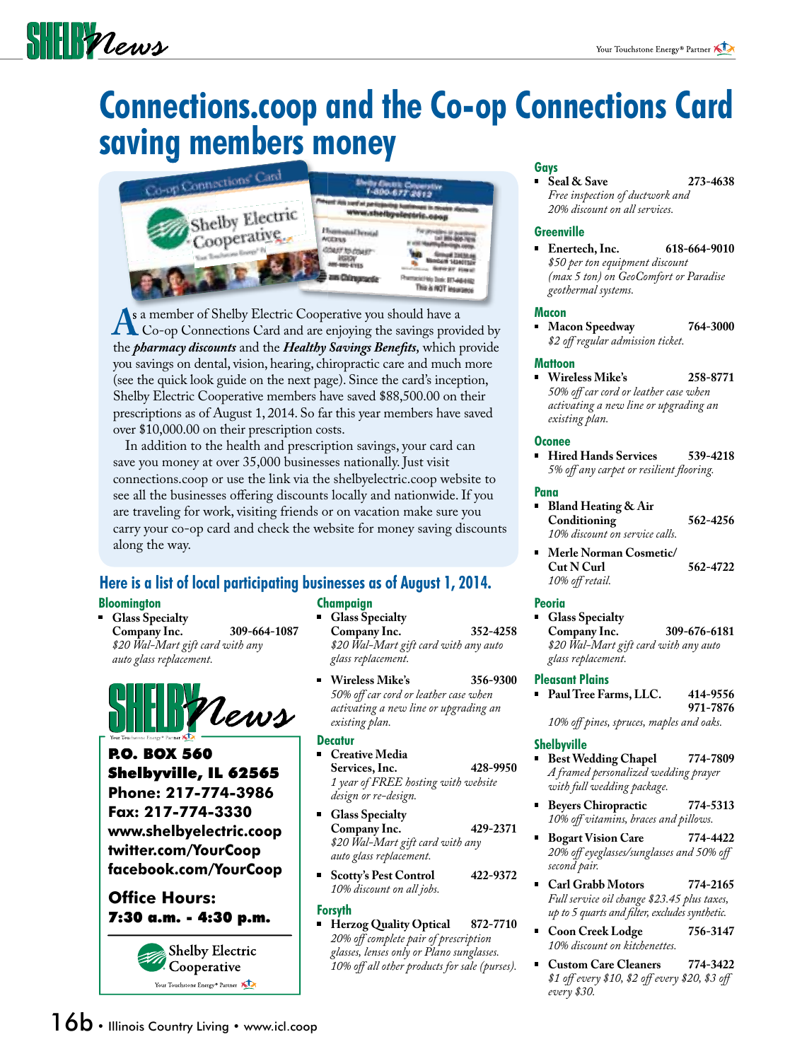# Connections.coop and the Co-op Connections Card saving members money

As a member of Shelby Electric Cooperative you should have a Co-op Connections Card and are enjoying the savings provided by the ***pharmacy discounts*** and the ***Healthy Savings Benefits,*** which provide you savings on dental, vision, hearing, chiropractic care and much more (see the quick look guide on the next page). Since the card's inception, Shelby Electric Cooperative members have saved $88,500.00 on their prescriptions as of August 1, 2014. So far this year members have saved over $10,000.00 on their prescription costs.

In addition to the health and prescription savings, your card can save you money at over 35,000 businesses nationally. Just visit connections.coop or use the link via the shelbyelectric.coop website to see all the businesses offering discounts locally and nationwide. If you are traveling for work, visiting friends or on vacation make sure you carry your co-op card and check the website for money saving discounts along the way.

## Here is a list of local participating businesses as of August 1, 2014.

### Bloomington

- **Glass Specialty Company Inc.** 309-664-1087
  *$20 Wal-Mart gift card with any auto glass replacement.*

### Champaign

- **Glass Specialty Company Inc.** 352-4258
  *$20 Wal-Mart gift card with any auto glass replacement.*
- **Wireless Mike's** 356-9300
  *50% off car cord or leather case when activating a new line or upgrading an existing plan.*

### Decatur

- **Creative Media Services, Inc.** 428-9950
  *1 year of FREE hosting with website design or re-design.*
- **Glass Specialty Company Inc.** 429-2371
  *$20 Wal-Mart gift card with any auto glass replacement.*
- **Scotty's Pest Control** 422-9372
  *10% discount on all jobs.*

### Forsyth

- **Herzog Quality Optical** 872-7710
  *20% off complete pair of prescription glasses, lenses only or Plano sunglasses. 10% off all other products for sale (purses).*

### Gays

- **Seal & Save** 273-4638
  *Free inspection of ductwork and 20% discount on all services.*

### Greenville

- **Enertech, Inc.** 618-664-9010
  *$50 per ton equipment discount (max 5 ton) on GeoComfort or Paradise geothermal systems.*

### Macon

- **Macon Speedway** 764-3000
  *$2 off regular admission ticket.*

### Mattoon

- **Wireless Mike's** 258-8771
  *50% off car cord or leather case when activating a new line or upgrading an existing plan.*

### Oconee

- **Hired Hands Services** 539-4218
  *5% off any carpet or resilient flooring.*

### Pana

- **Bland Heating & Air Conditioning** 562-4256
  *10% discount on service calls.*
- **Merle Norman Cosmetic/ Cut N Curl** 562-4722
  *10% off retail.*

### Peoria

- **Glass Specialty Company Inc.** 309-676-6181
  *$20 Wal-Mart gift card with any auto glass replacement.*

### Pleasant Plains

- **Paul Tree Farms, LLC.** 414-9556, 971-7876
  *10% off pines, spruces, maples and oaks.*

### Shelbyville

- **Best Wedding Chapel** 774-7809
  *A framed personalized wedding prayer with full wedding package.*
- **Beyers Chiropractic** 774-5313
  *10% off vitamins, braces and pillows.*
- **Bogart Vision Care** 774-4422
  *20% off eyeglasses/sunglasses and 50% off second pair.*
- **Carl Grabb Motors** 774-2165
  *Full service oil change $23.45 plus taxes, up to 5 quarts and filter, excludes synthetic.*
- **Coon Creek Lodge** 756-3147
  *10% discount on kitchenettes.*
- **Custom Care Cleaners** 774-3422
  *$1 off every $10, $2 off every $20, $3 off every $30.*

---

**SHELBY News**

**P.O. BOX 560**
**Shelbyville, IL 62565**
**Phone: 217-774-3986**
**Fax: 217-774-3330**
**www.shelbyelectric.coop**
**twitter.com/YourCoop**
**facebook.com/YourCoop**

**Office Hours:**
**7:30 a.m. - 4:30 p.m.**

Shelby Electric Cooperative
Your Touchstone Energy® Partner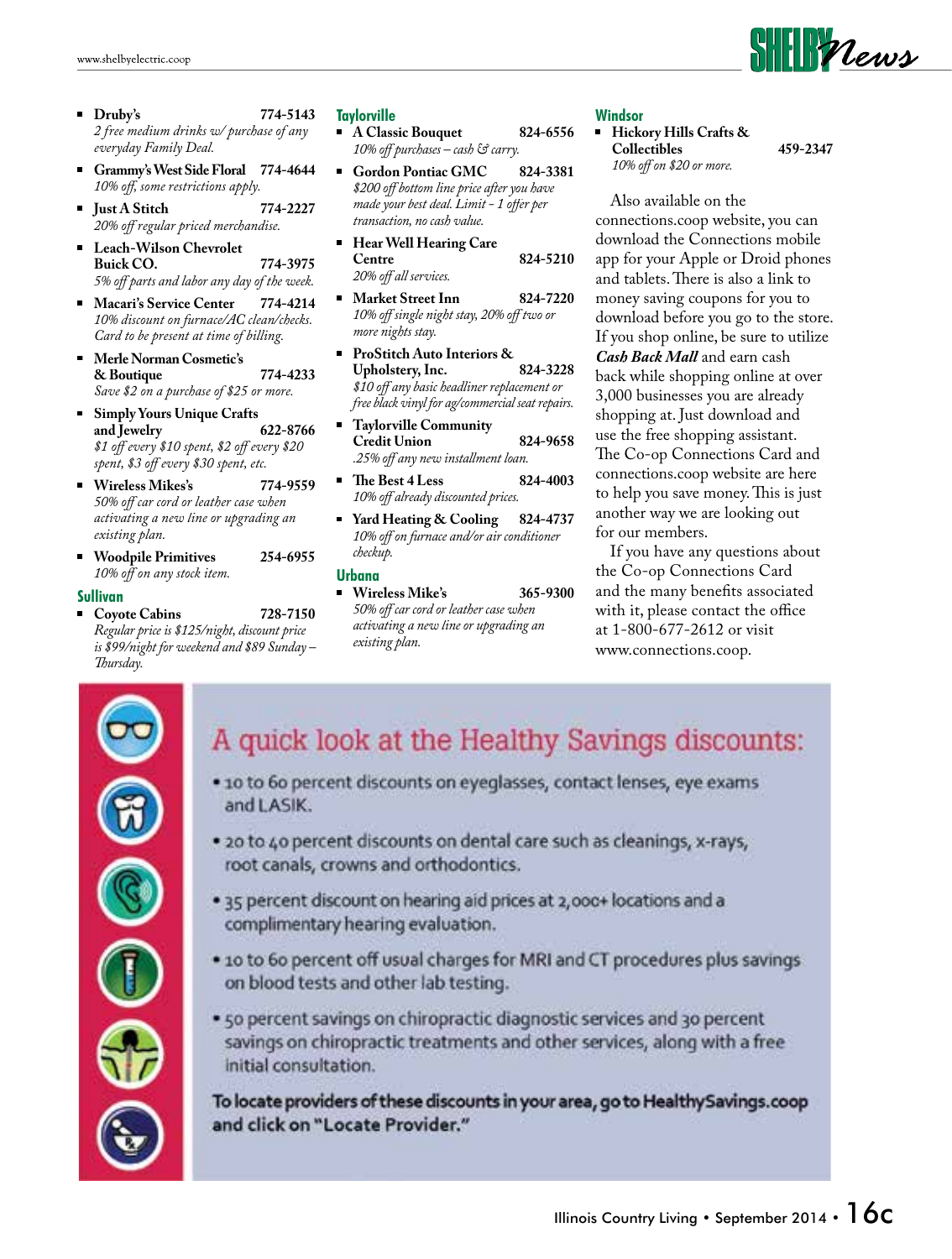- **Druby's** 774-5143
  *2 free medium drinks w/ purchase of any everyday Family Deal.*
- **Grammy's West Side Floral** 774-4644
  *10% off, some restrictions apply.*
- **Just A Stitch** 774-2227
  *20% off regular priced merchandise.*
- **Leach-Wilson Chevrolet Buick CO.** 774-3975
  *5% off parts and labor any day of the week.*
- **Macari's Service Center** 774-4214
  *10% discount on furnace/AC clean/checks. Card to be present at time of billing.*
- **Merle Norman Cosmetic's & Boutique** 774-4233
  *Save $2 on a purchase of $25 or more.*
- **Simply Yours Unique Crafts and Jewelry** 622-8766
  *$1 off every $10 spent, $2 off every $20 spent, $3 off every $30 spent, etc.*
- **Wireless Mikes's** 774-9559
  *50% off car cord or leather case when activating a new line or upgrading an existing plan.*
- **Woodpile Primitives** 254-6955
  *10% off on any stock item.*

### Sullivan

- **Coyote Cabins** 728-7150
  *Regular price is $125/night, discount price is $99/night for weekend and $89 Sunday – Thursday.*

### Taylorville

- **A Classic Bouquet** 824-6556
  *10% off purchases – cash & carry.*
- **Gordon Pontiac GMC** 824-3381
  *$200 off bottom line price after you have made your best deal. Limit - 1 offer per transaction, no cash value.*
- **Hear Well Hearing Care Centre** 824-5210
  *20% off all services.*
- **Market Street Inn** 824-7220
  *10% off single night stay, 20% off two or more nights stay.*
- **ProStitch Auto Interiors & Upholstery, Inc.** 824-3228
  *$10 off any basic headliner replacement or free black vinyl for ag/commercial seat repairs.*
- **Taylorville Community Credit Union** 824-9658
  *.25% off any new installment loan.*
- **The Best 4 Less** 824-4003
  *10% off already discounted prices.*
- **Yard Heating & Cooling** 824-4737
  *10% off on furnace and/or air conditioner checkup.*

### Urbana

- **Wireless Mike's** 365-9300
  *50% off car cord or leather case when activating a new line or upgrading an existing plan.*

### Windsor

- **Hickory Hills Crafts & Collectibles** 459-2347
  *10% off on $20 or more.*

Also available on the connections.coop website, you can download the Connections mobile app for your Apple or Droid phones and tablets. There is also a link to money saving coupons for you to download before you go to the store. If you shop online, be sure to utilize ***Cash Back Mall*** and earn cash back while shopping online at over 3,000 businesses you are already shopping at. Just download and use the free shopping assistant. The Co-op Connections Card and connections.coop website are here to help you save money. This is just another way we are looking out for our members.

If you have any questions about the Co-op Connections Card and the many benefits associated with it, please contact the office at 1-800-677-2612 or visit www.connections.coop.

## A quick look at the Healthy Savings discounts:

- 10 to 60 percent discounts on eyeglasses, contact lenses, eye exams and LASIK.
- 20 to 40 percent discounts on dental care such as cleanings, x-rays, root canals, crowns and orthodontics.
- 35 percent discount on hearing aid prices at 2,000+ locations and a complimentary hearing evaluation.
- 10 to 60 percent off usual charges for MRI and CT procedures plus savings on blood tests and other lab testing.
- 50 percent savings on chiropractic diagnostic services and 30 percent savings on chiropractic treatments and other services, along with a free initial consultation.

**To locate providers of these discounts in your area, go to HealthySavings.coop and click on "Locate Provider."**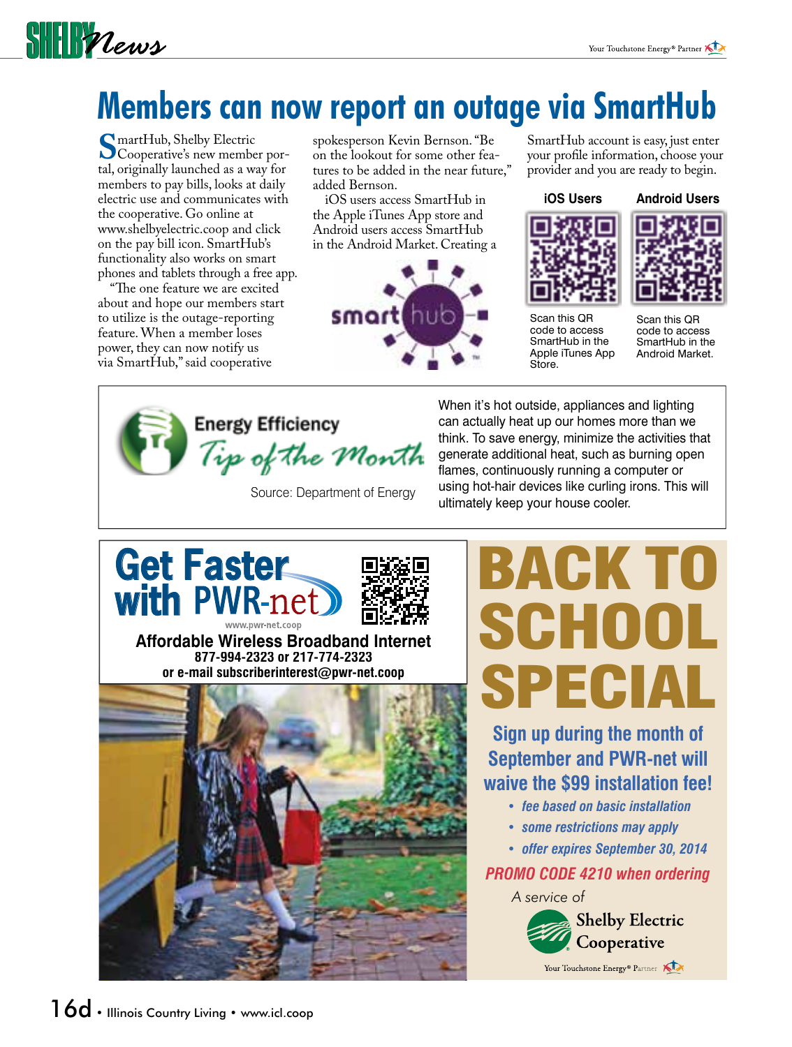# Members can now report an outage via SmartHub

SmartHub, Shelby Electric Cooperative's new member portal, originally launched as a way for members to pay bills, looks at daily electric use and communicates with the cooperative. Go online at www.shelbyelectric.coop and click on the pay bill icon. SmartHub's functionality also works on smart phones and tablets through a free app.

"The one feature we are excited about and hope our members start to utilize is the outage-reporting feature. When a member loses power, they can now notify us via SmartHub," said cooperative spokesperson Kevin Bernson. "Be on the lookout for some other features to be added in the near future," added Bernson.

iOS users access SmartHub in the Apple iTunes App store and Android users access SmartHub in the Android Market. Creating a SmartHub account is easy, just enter your profile information, choose your provider and you are ready to begin.

**iOS Users**

Scan this QR code to access SmartHub in the Apple iTunes App Store.

**Android Users**

Scan this QR code to access SmartHub in the Android Market.

## Energy Efficiency Tip of the Month

Source: Department of Energy

When it's hot outside, appliances and lighting can actually heat up our homes more than we think. To save energy, minimize the activities that generate additional heat, such as burning open flames, continuously running a computer or using hot-hair devices like curling irons. This will ultimately keep your house cooler.

## Get Faster with PWR-net

www.pwr-net.coop

**Affordable Wireless Broadband Internet**

**877-994-2323 or 217-774-2323**

**or e-mail subscriberinterest@pwr-net.coop**

# BACK TO SCHOOL SPECIAL

**Sign up during the month of September and PWR-net will waive the $99 installation fee!**

- *fee based on basic installation*
- *some restrictions may apply*
- *offer expires September 30, 2014*

***PROMO CODE 4210 when ordering***

*A service of*

Shelby Electric Cooperative

Your Touchstone Energy® Partner